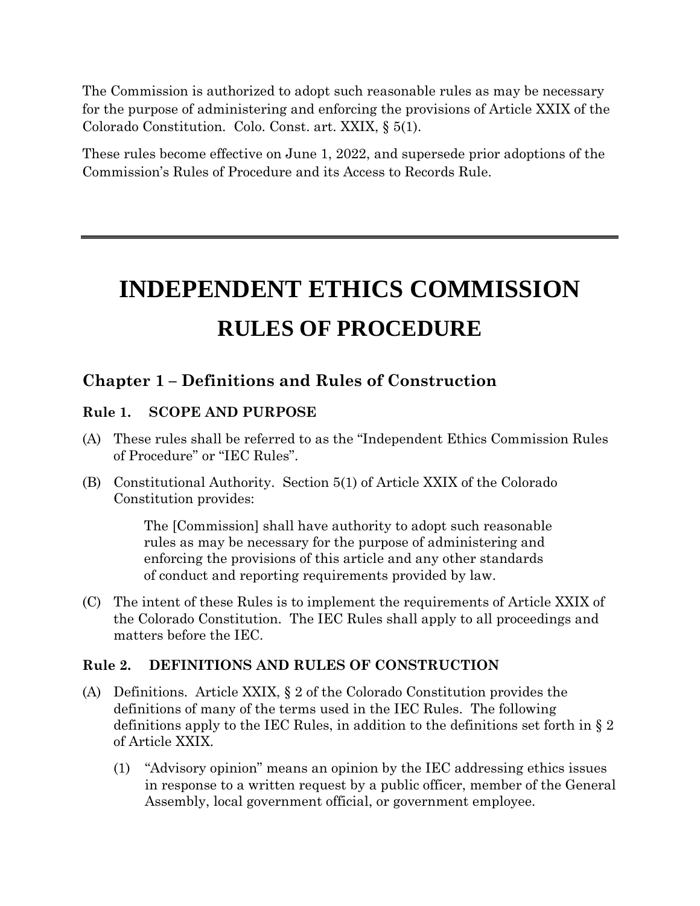The Commission is authorized to adopt such reasonable rules as may be necessary for the purpose of administering and enforcing the provisions of Article XXIX of the Colorado Constitution. Colo. Const. art. XXIX, § 5(1).

These rules become effective on June 1, 2022, and supersede prior adoptions of the Commission's Rules of Procedure and its Access to Records Rule.

---

# INDEPENDENT ETHICS COMMISSION

# RULES OF PROCEDURE

## Chapter 1 – Definitions and Rules of Construction

### Rule 1. SCOPE AND PURPOSE

(A) These rules shall be referred to as the "Independent Ethics Commission Rules of Procedure" or "IEC Rules".

(B) Constitutional Authority. Section 5(1) of Article XXIX of the Colorado Constitution provides:

> The [Commission] shall have authority to adopt such reasonable rules as may be necessary for the purpose of administering and enforcing the provisions of this article and any other standards of conduct and reporting requirements provided by law.

(C) The intent of these Rules is to implement the requirements of Article XXIX of the Colorado Constitution. The IEC Rules shall apply to all proceedings and matters before the IEC.

### Rule 2. DEFINITIONS AND RULES OF CONSTRUCTION

(A) Definitions. Article XXIX, § 2 of the Colorado Constitution provides the definitions of many of the terms used in the IEC Rules. The following definitions apply to the IEC Rules, in addition to the definitions set forth in § 2 of Article XXIX.

   (1) "Advisory opinion" means an opinion by the IEC addressing ethics issues in response to a written request by a public officer, member of the General Assembly, local government official, or government employee.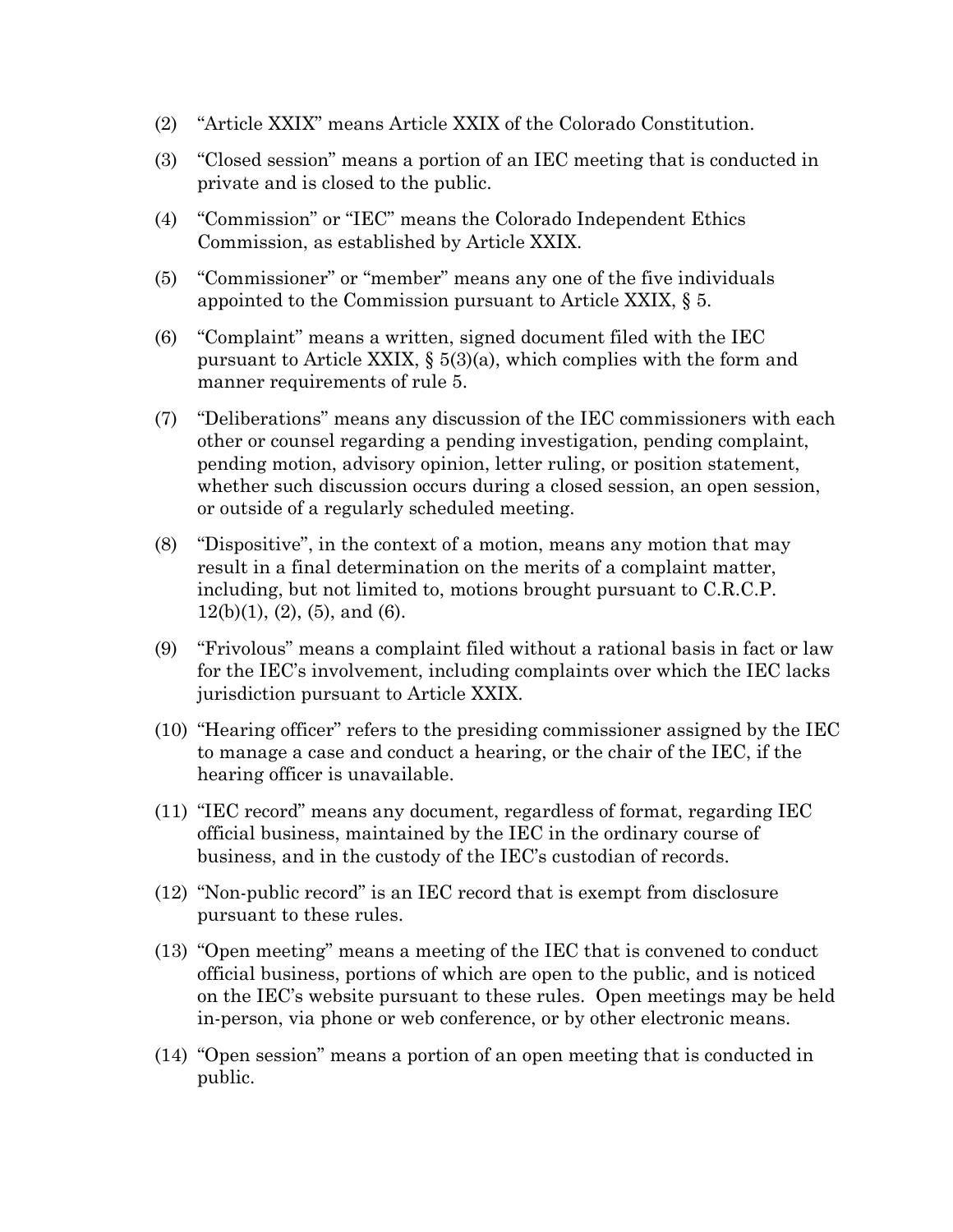(2) "Article XXIX" means Article XXIX of the Colorado Constitution.

(3) "Closed session" means a portion of an IEC meeting that is conducted in private and is closed to the public.

(4) "Commission" or "IEC" means the Colorado Independent Ethics Commission, as established by Article XXIX.

(5) "Commissioner" or "member" means any one of the five individuals appointed to the Commission pursuant to Article XXIX, § 5.

(6) "Complaint" means a written, signed document filed with the IEC pursuant to Article XXIX, § 5(3)(a), which complies with the form and manner requirements of rule 5.

(7) "Deliberations" means any discussion of the IEC commissioners with each other or counsel regarding a pending investigation, pending complaint, pending motion, advisory opinion, letter ruling, or position statement, whether such discussion occurs during a closed session, an open session, or outside of a regularly scheduled meeting.

(8) "Dispositive", in the context of a motion, means any motion that may result in a final determination on the merits of a complaint matter, including, but not limited to, motions brought pursuant to C.R.C.P. 12(b)(1), (2), (5), and (6).

(9) "Frivolous" means a complaint filed without a rational basis in fact or law for the IEC's involvement, including complaints over which the IEC lacks jurisdiction pursuant to Article XXIX.

(10) "Hearing officer" refers to the presiding commissioner assigned by the IEC to manage a case and conduct a hearing, or the chair of the IEC, if the hearing officer is unavailable.

(11) "IEC record" means any document, regardless of format, regarding IEC official business, maintained by the IEC in the ordinary course of business, and in the custody of the IEC's custodian of records.

(12) "Non-public record" is an IEC record that is exempt from disclosure pursuant to these rules.

(13) "Open meeting" means a meeting of the IEC that is convened to conduct official business, portions of which are open to the public, and is noticed on the IEC's website pursuant to these rules. Open meetings may be held in-person, via phone or web conference, or by other electronic means.

(14) "Open session" means a portion of an open meeting that is conducted in public.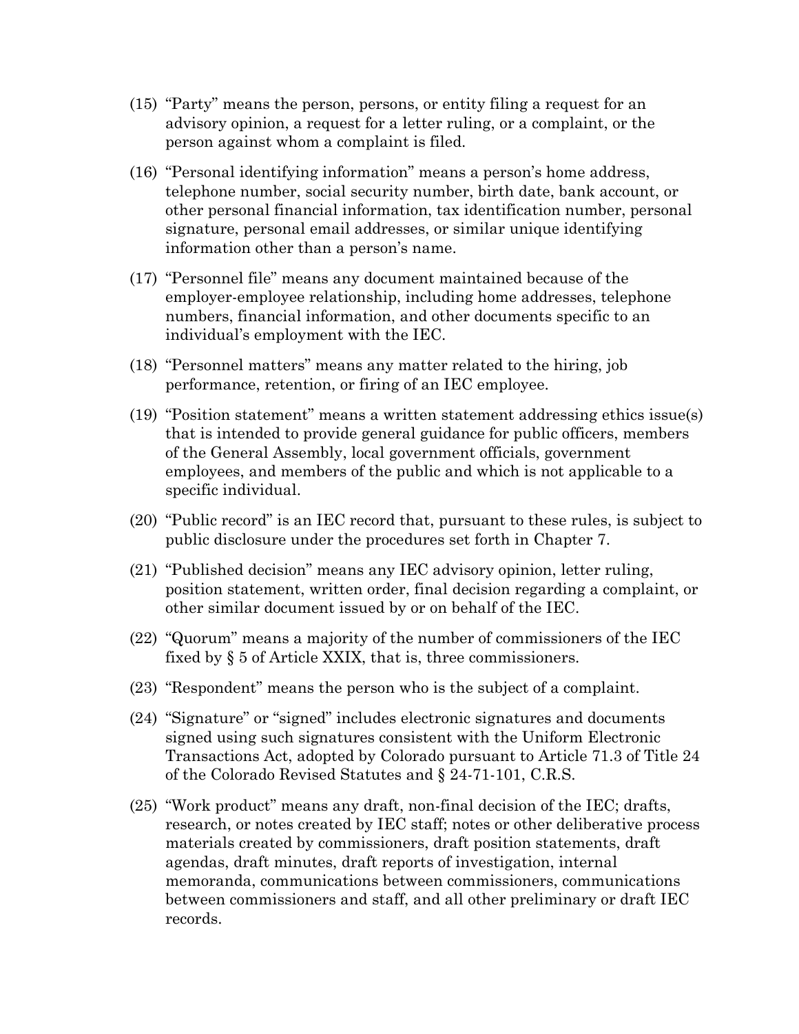(15) "Party" means the person, persons, or entity filing a request for an advisory opinion, a request for a letter ruling, or a complaint, or the person against whom a complaint is filed.

(16) "Personal identifying information" means a person's home address, telephone number, social security number, birth date, bank account, or other personal financial information, tax identification number, personal signature, personal email addresses, or similar unique identifying information other than a person's name.

(17) "Personnel file" means any document maintained because of the employer-employee relationship, including home addresses, telephone numbers, financial information, and other documents specific to an individual's employment with the IEC.

(18) "Personnel matters" means any matter related to the hiring, job performance, retention, or firing of an IEC employee.

(19) "Position statement" means a written statement addressing ethics issue(s) that is intended to provide general guidance for public officers, members of the General Assembly, local government officials, government employees, and members of the public and which is not applicable to a specific individual.

(20) "Public record" is an IEC record that, pursuant to these rules, is subject to public disclosure under the procedures set forth in Chapter 7.

(21) "Published decision" means any IEC advisory opinion, letter ruling, position statement, written order, final decision regarding a complaint, or other similar document issued by or on behalf of the IEC.

(22) "Quorum" means a majority of the number of commissioners of the IEC fixed by § 5 of Article XXIX, that is, three commissioners.

(23) "Respondent" means the person who is the subject of a complaint.

(24) "Signature" or "signed" includes electronic signatures and documents signed using such signatures consistent with the Uniform Electronic Transactions Act, adopted by Colorado pursuant to Article 71.3 of Title 24 of the Colorado Revised Statutes and § 24-71-101, C.R.S.

(25) "Work product" means any draft, non-final decision of the IEC; drafts, research, or notes created by IEC staff; notes or other deliberative process materials created by commissioners, draft position statements, draft agendas, draft minutes, draft reports of investigation, internal memoranda, communications between commissioners, communications between commissioners and staff, and all other preliminary or draft IEC records.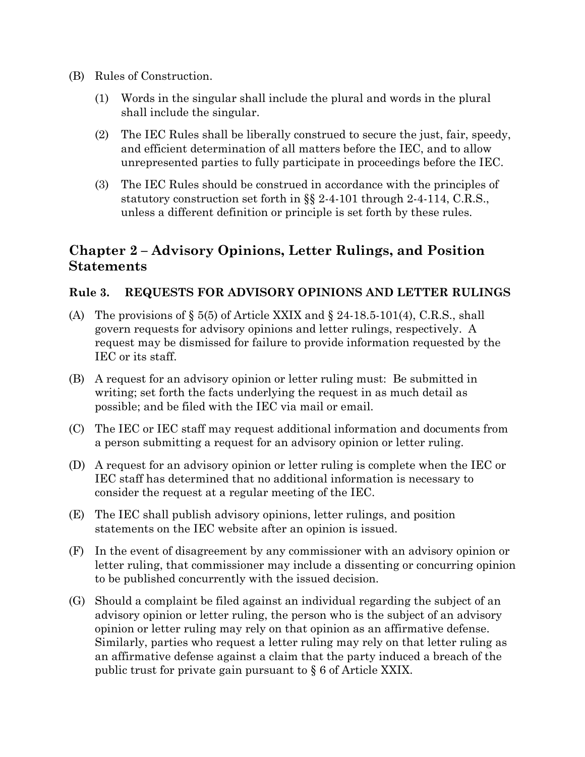(B) Rules of Construction.

   (1) Words in the singular shall include the plural and words in the plural shall include the singular.

   (2) The IEC Rules shall be liberally construed to secure the just, fair, speedy, and efficient determination of all matters before the IEC, and to allow unrepresented parties to fully participate in proceedings before the IEC.

   (3) The IEC Rules should be construed in accordance with the principles of statutory construction set forth in §§ 2-4-101 through 2-4-114, C.R.S., unless a different definition or principle is set forth by these rules.

## Chapter 2 – Advisory Opinions, Letter Rulings, and Position Statements

### Rule 3. REQUESTS FOR ADVISORY OPINIONS AND LETTER RULINGS

(A) The provisions of § 5(5) of Article XXIX and § 24-18.5-101(4), C.R.S., shall govern requests for advisory opinions and letter rulings, respectively. A request may be dismissed for failure to provide information requested by the IEC or its staff.

(B) A request for an advisory opinion or letter ruling must: Be submitted in writing; set forth the facts underlying the request in as much detail as possible; and be filed with the IEC via mail or email.

(C) The IEC or IEC staff may request additional information and documents from a person submitting a request for an advisory opinion or letter ruling.

(D) A request for an advisory opinion or letter ruling is complete when the IEC or IEC staff has determined that no additional information is necessary to consider the request at a regular meeting of the IEC.

(E) The IEC shall publish advisory opinions, letter rulings, and position statements on the IEC website after an opinion is issued.

(F) In the event of disagreement by any commissioner with an advisory opinion or letter ruling, that commissioner may include a dissenting or concurring opinion to be published concurrently with the issued decision.

(G) Should a complaint be filed against an individual regarding the subject of an advisory opinion or letter ruling, the person who is the subject of an advisory opinion or letter ruling may rely on that opinion as an affirmative defense. Similarly, parties who request a letter ruling may rely on that letter ruling as an affirmative defense against a claim that the party induced a breach of the public trust for private gain pursuant to § 6 of Article XXIX.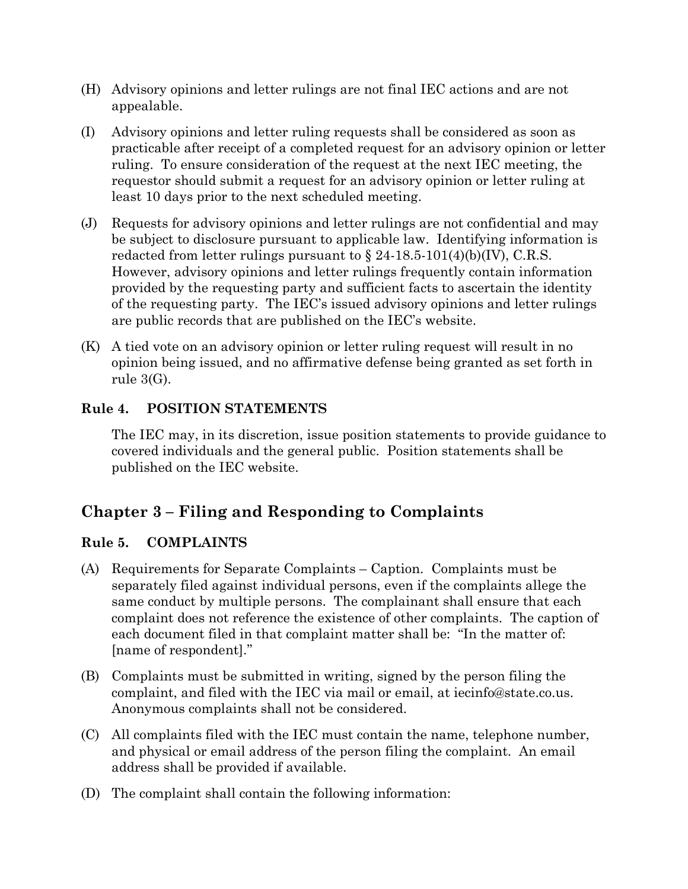(H) Advisory opinions and letter rulings are not final IEC actions and are not appealable.

(I) Advisory opinions and letter ruling requests shall be considered as soon as practicable after receipt of a completed request for an advisory opinion or letter ruling. To ensure consideration of the request at the next IEC meeting, the requestor should submit a request for an advisory opinion or letter ruling at least 10 days prior to the next scheduled meeting.

(J) Requests for advisory opinions and letter rulings are not confidential and may be subject to disclosure pursuant to applicable law. Identifying information is redacted from letter rulings pursuant to § 24-18.5-101(4)(b)(IV), C.R.S. However, advisory opinions and letter rulings frequently contain information provided by the requesting party and sufficient facts to ascertain the identity of the requesting party. The IEC's issued advisory opinions and letter rulings are public records that are published on the IEC's website.

(K) A tied vote on an advisory opinion or letter ruling request will result in no opinion being issued, and no affirmative defense being granted as set forth in rule 3(G).

### Rule 4. POSITION STATEMENTS

The IEC may, in its discretion, issue position statements to provide guidance to covered individuals and the general public. Position statements shall be published on the IEC website.

## Chapter 3 – Filing and Responding to Complaints

### Rule 5. COMPLAINTS

(A) Requirements for Separate Complaints – Caption. Complaints must be separately filed against individual persons, even if the complaints allege the same conduct by multiple persons. The complainant shall ensure that each complaint does not reference the existence of other complaints. The caption of each document filed in that complaint matter shall be: "In the matter of: [name of respondent]."

(B) Complaints must be submitted in writing, signed by the person filing the complaint, and filed with the IEC via mail or email, at iecinfo@state.co.us. Anonymous complaints shall not be considered.

(C) All complaints filed with the IEC must contain the name, telephone number, and physical or email address of the person filing the complaint. An email address shall be provided if available.

(D) The complaint shall contain the following information: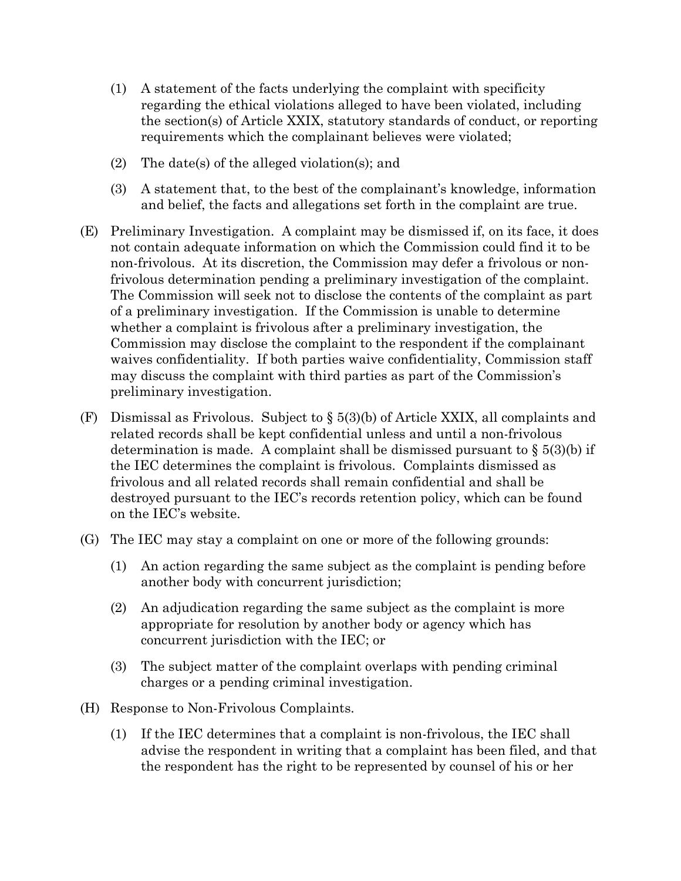(1) A statement of the facts underlying the complaint with specificity regarding the ethical violations alleged to have been violated, including the section(s) of Article XXIX, statutory standards of conduct, or reporting requirements which the complainant believes were violated;

(2) The date(s) of the alleged violation(s); and

(3) A statement that, to the best of the complainant's knowledge, information and belief, the facts and allegations set forth in the complaint are true.

(E) Preliminary Investigation. A complaint may be dismissed if, on its face, it does not contain adequate information on which the Commission could find it to be non-frivolous. At its discretion, the Commission may defer a frivolous or non-frivolous determination pending a preliminary investigation of the complaint. The Commission will seek not to disclose the contents of the complaint as part of a preliminary investigation. If the Commission is unable to determine whether a complaint is frivolous after a preliminary investigation, the Commission may disclose the complaint to the respondent if the complainant waives confidentiality. If both parties waive confidentiality, Commission staff may discuss the complaint with third parties as part of the Commission's preliminary investigation.

(F) Dismissal as Frivolous. Subject to § 5(3)(b) of Article XXIX, all complaints and related records shall be kept confidential unless and until a non-frivolous determination is made. A complaint shall be dismissed pursuant to § 5(3)(b) if the IEC determines the complaint is frivolous. Complaints dismissed as frivolous and all related records shall remain confidential and shall be destroyed pursuant to the IEC's records retention policy, which can be found on the IEC's website.

(G) The IEC may stay a complaint on one or more of the following grounds:

(1) An action regarding the same subject as the complaint is pending before another body with concurrent jurisdiction;

(2) An adjudication regarding the same subject as the complaint is more appropriate for resolution by another body or agency which has concurrent jurisdiction with the IEC; or

(3) The subject matter of the complaint overlaps with pending criminal charges or a pending criminal investigation.

(H) Response to Non-Frivolous Complaints.

(1) If the IEC determines that a complaint is non-frivolous, the IEC shall advise the respondent in writing that a complaint has been filed, and that the respondent has the right to be represented by counsel of his or her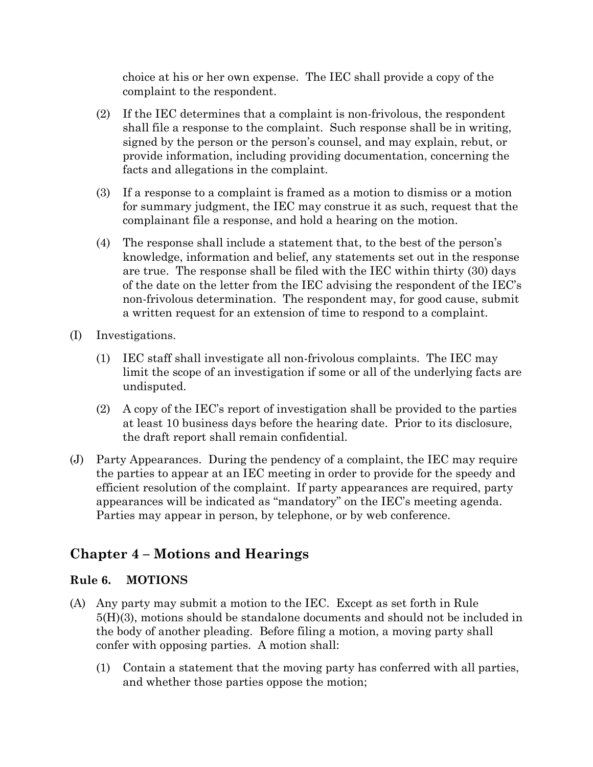choice at his or her own expense. The IEC shall provide a copy of the complaint to the respondent.

(2) If the IEC determines that a complaint is non-frivolous, the respondent shall file a response to the complaint. Such response shall be in writing, signed by the person or the person's counsel, and may explain, rebut, or provide information, including providing documentation, concerning the facts and allegations in the complaint.

(3) If a response to a complaint is framed as a motion to dismiss or a motion for summary judgment, the IEC may construe it as such, request that the complainant file a response, and hold a hearing on the motion.

(4) The response shall include a statement that, to the best of the person's knowledge, information and belief, any statements set out in the response are true. The response shall be filed with the IEC within thirty (30) days of the date on the letter from the IEC advising the respondent of the IEC's non-frivolous determination. The respondent may, for good cause, submit a written request for an extension of time to respond to a complaint.

(I) Investigations.

(1) IEC staff shall investigate all non-frivolous complaints. The IEC may limit the scope of an investigation if some or all of the underlying facts are undisputed.

(2) A copy of the IEC's report of investigation shall be provided to the parties at least 10 business days before the hearing date. Prior to its disclosure, the draft report shall remain confidential.

(J) Party Appearances. During the pendency of a complaint, the IEC may require the parties to appear at an IEC meeting in order to provide for the speedy and efficient resolution of the complaint. If party appearances are required, party appearances will be indicated as "mandatory" on the IEC's meeting agenda. Parties may appear in person, by telephone, or by web conference.

## Chapter 4 – Motions and Hearings

### Rule 6. MOTIONS

(A) Any party may submit a motion to the IEC. Except as set forth in Rule 5(H)(3), motions should be standalone documents and should not be included in the body of another pleading. Before filing a motion, a moving party shall confer with opposing parties. A motion shall:

(1) Contain a statement that the moving party has conferred with all parties, and whether those parties oppose the motion;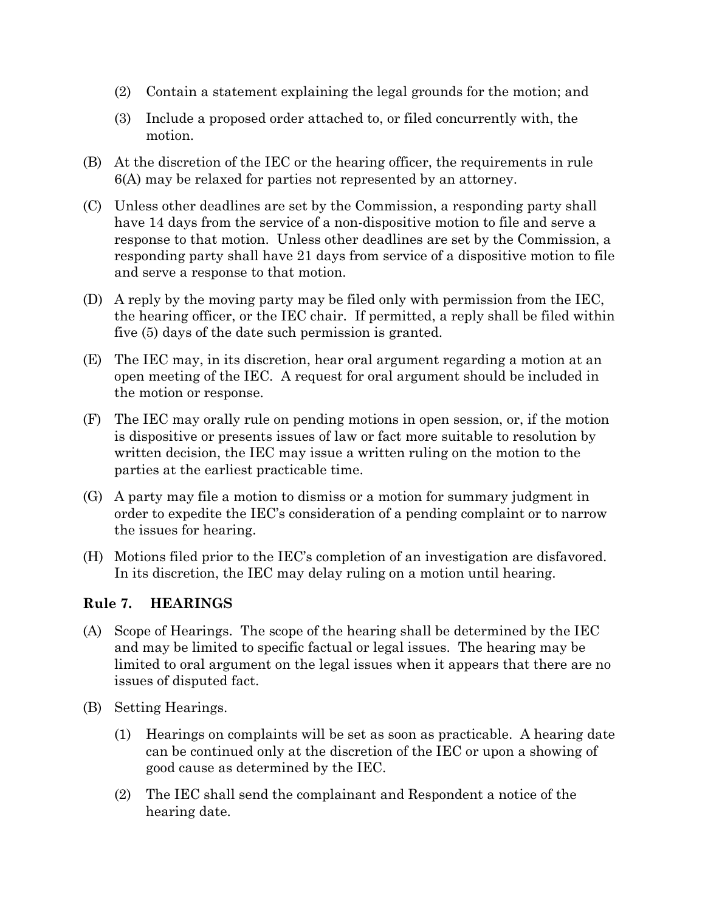(2) Contain a statement explaining the legal grounds for the motion; and

(3) Include a proposed order attached to, or filed concurrently with, the motion.

(B) At the discretion of the IEC or the hearing officer, the requirements in rule 6(A) may be relaxed for parties not represented by an attorney.

(C) Unless other deadlines are set by the Commission, a responding party shall have 14 days from the service of a non-dispositive motion to file and serve a response to that motion. Unless other deadlines are set by the Commission, a responding party shall have 21 days from service of a dispositive motion to file and serve a response to that motion.

(D) A reply by the moving party may be filed only with permission from the IEC, the hearing officer, or the IEC chair. If permitted, a reply shall be filed within five (5) days of the date such permission is granted.

(E) The IEC may, in its discretion, hear oral argument regarding a motion at an open meeting of the IEC. A request for oral argument should be included in the motion or response.

(F) The IEC may orally rule on pending motions in open session, or, if the motion is dispositive or presents issues of law or fact more suitable to resolution by written decision, the IEC may issue a written ruling on the motion to the parties at the earliest practicable time.

(G) A party may file a motion to dismiss or a motion for summary judgment in order to expedite the IEC's consideration of a pending complaint or to narrow the issues for hearing.

(H) Motions filed prior to the IEC's completion of an investigation are disfavored. In its discretion, the IEC may delay ruling on a motion until hearing.

## Rule 7. HEARINGS

(A) Scope of Hearings. The scope of the hearing shall be determined by the IEC and may be limited to specific factual or legal issues. The hearing may be limited to oral argument on the legal issues when it appears that there are no issues of disputed fact.

(B) Setting Hearings.

(1) Hearings on complaints will be set as soon as practicable. A hearing date can be continued only at the discretion of the IEC or upon a showing of good cause as determined by the IEC.

(2) The IEC shall send the complainant and Respondent a notice of the hearing date.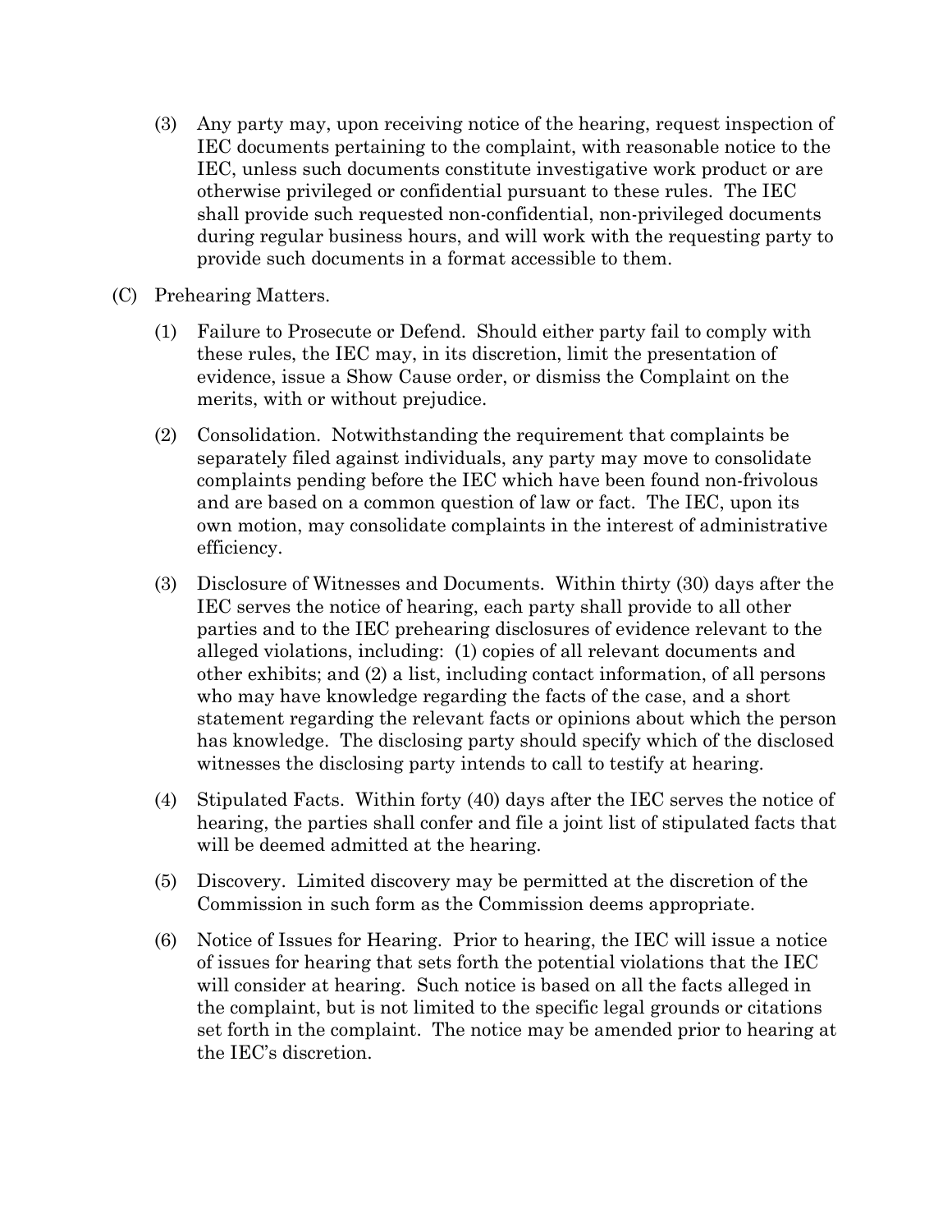(3) Any party may, upon receiving notice of the hearing, request inspection of IEC documents pertaining to the complaint, with reasonable notice to the IEC, unless such documents constitute investigative work product or are otherwise privileged or confidential pursuant to these rules. The IEC shall provide such requested non-confidential, non-privileged documents during regular business hours, and will work with the requesting party to provide such documents in a format accessible to them.

(C) Prehearing Matters.

(1) Failure to Prosecute or Defend. Should either party fail to comply with these rules, the IEC may, in its discretion, limit the presentation of evidence, issue a Show Cause order, or dismiss the Complaint on the merits, with or without prejudice.

(2) Consolidation. Notwithstanding the requirement that complaints be separately filed against individuals, any party may move to consolidate complaints pending before the IEC which have been found non-frivolous and are based on a common question of law or fact. The IEC, upon its own motion, may consolidate complaints in the interest of administrative efficiency.

(3) Disclosure of Witnesses and Documents. Within thirty (30) days after the IEC serves the notice of hearing, each party shall provide to all other parties and to the IEC prehearing disclosures of evidence relevant to the alleged violations, including: (1) copies of all relevant documents and other exhibits; and (2) a list, including contact information, of all persons who may have knowledge regarding the facts of the case, and a short statement regarding the relevant facts or opinions about which the person has knowledge. The disclosing party should specify which of the disclosed witnesses the disclosing party intends to call to testify at hearing.

(4) Stipulated Facts. Within forty (40) days after the IEC serves the notice of hearing, the parties shall confer and file a joint list of stipulated facts that will be deemed admitted at the hearing.

(5) Discovery. Limited discovery may be permitted at the discretion of the Commission in such form as the Commission deems appropriate.

(6) Notice of Issues for Hearing. Prior to hearing, the IEC will issue a notice of issues for hearing that sets forth the potential violations that the IEC will consider at hearing. Such notice is based on all the facts alleged in the complaint, but is not limited to the specific legal grounds or citations set forth in the complaint. The notice may be amended prior to hearing at the IEC's discretion.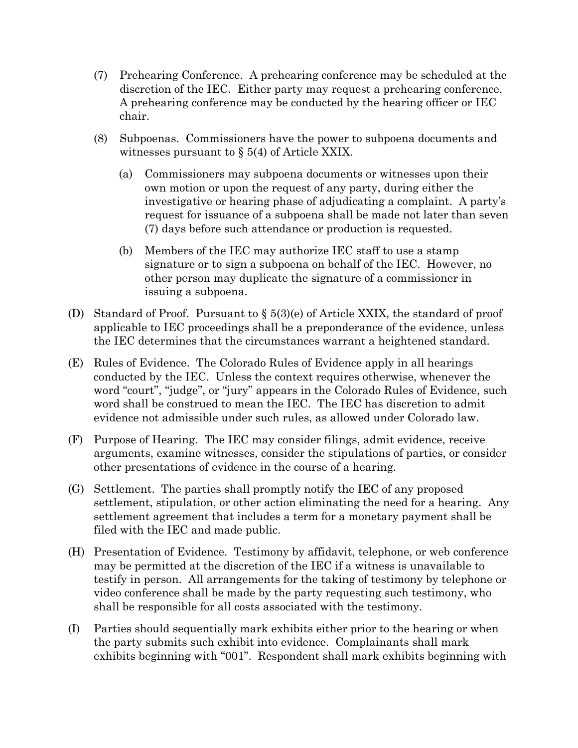(7) Prehearing Conference. A prehearing conference may be scheduled at the discretion of the IEC. Either party may request a prehearing conference. A prehearing conference may be conducted by the hearing officer or IEC chair.

(8) Subpoenas. Commissioners have the power to subpoena documents and witnesses pursuant to § 5(4) of Article XXIX.

   (a) Commissioners may subpoena documents or witnesses upon their own motion or upon the request of any party, during either the investigative or hearing phase of adjudicating a complaint. A party's request for issuance of a subpoena shall be made not later than seven (7) days before such attendance or production is requested.

   (b) Members of the IEC may authorize IEC staff to use a stamp signature or to sign a subpoena on behalf of the IEC. However, no other person may duplicate the signature of a commissioner in issuing a subpoena.

(D) Standard of Proof. Pursuant to § 5(3)(e) of Article XXIX, the standard of proof applicable to IEC proceedings shall be a preponderance of the evidence, unless the IEC determines that the circumstances warrant a heightened standard.

(E) Rules of Evidence. The Colorado Rules of Evidence apply in all hearings conducted by the IEC. Unless the context requires otherwise, whenever the word "court", "judge", or "jury" appears in the Colorado Rules of Evidence, such word shall be construed to mean the IEC. The IEC has discretion to admit evidence not admissible under such rules, as allowed under Colorado law.

(F) Purpose of Hearing. The IEC may consider filings, admit evidence, receive arguments, examine witnesses, consider the stipulations of parties, or consider other presentations of evidence in the course of a hearing.

(G) Settlement. The parties shall promptly notify the IEC of any proposed settlement, stipulation, or other action eliminating the need for a hearing. Any settlement agreement that includes a term for a monetary payment shall be filed with the IEC and made public.

(H) Presentation of Evidence. Testimony by affidavit, telephone, or web conference may be permitted at the discretion of the IEC if a witness is unavailable to testify in person. All arrangements for the taking of testimony by telephone or video conference shall be made by the party requesting such testimony, who shall be responsible for all costs associated with the testimony.

(I) Parties should sequentially mark exhibits either prior to the hearing or when the party submits such exhibit into evidence. Complainants shall mark exhibits beginning with "001". Respondent shall mark exhibits beginning with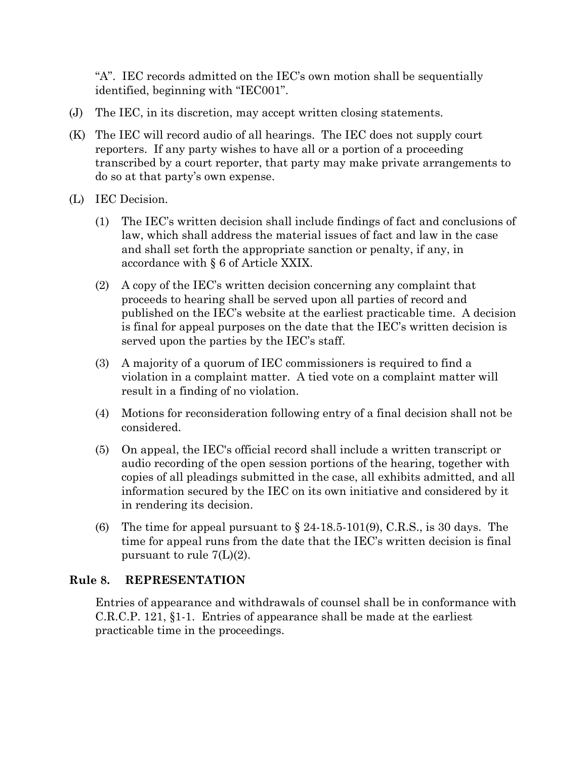"A". IEC records admitted on the IEC's own motion shall be sequentially identified, beginning with "IEC001".

(J) The IEC, in its discretion, may accept written closing statements.

(K) The IEC will record audio of all hearings. The IEC does not supply court reporters. If any party wishes to have all or a portion of a proceeding transcribed by a court reporter, that party may make private arrangements to do so at that party's own expense.

(L) IEC Decision.

(1) The IEC's written decision shall include findings of fact and conclusions of law, which shall address the material issues of fact and law in the case and shall set forth the appropriate sanction or penalty, if any, in accordance with § 6 of Article XXIX.

(2) A copy of the IEC's written decision concerning any complaint that proceeds to hearing shall be served upon all parties of record and published on the IEC's website at the earliest practicable time. A decision is final for appeal purposes on the date that the IEC's written decision is served upon the parties by the IEC's staff.

(3) A majority of a quorum of IEC commissioners is required to find a violation in a complaint matter. A tied vote on a complaint matter will result in a finding of no violation.

(4) Motions for reconsideration following entry of a final decision shall not be considered.

(5) On appeal, the IEC's official record shall include a written transcript or audio recording of the open session portions of the hearing, together with copies of all pleadings submitted in the case, all exhibits admitted, and all information secured by the IEC on its own initiative and considered by it in rendering its decision.

(6) The time for appeal pursuant to § 24-18.5-101(9), C.R.S., is 30 days. The time for appeal runs from the date that the IEC's written decision is final pursuant to rule 7(L)(2).

## Rule 8. REPRESENTATION

Entries of appearance and withdrawals of counsel shall be in conformance with C.R.C.P. 121, §1-1. Entries of appearance shall be made at the earliest practicable time in the proceedings.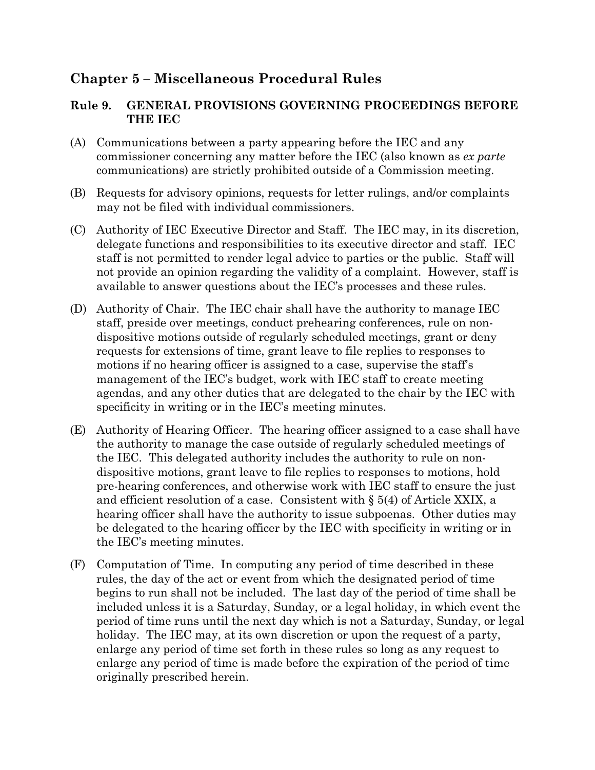## Chapter 5 – Miscellaneous Procedural Rules

### Rule 9. GENERAL PROVISIONS GOVERNING PROCEEDINGS BEFORE THE IEC

(A) Communications between a party appearing before the IEC and any commissioner concerning any matter before the IEC (also known as *ex parte* communications) are strictly prohibited outside of a Commission meeting.

(B) Requests for advisory opinions, requests for letter rulings, and/or complaints may not be filed with individual commissioners.

(C) Authority of IEC Executive Director and Staff. The IEC may, in its discretion, delegate functions and responsibilities to its executive director and staff. IEC staff is not permitted to render legal advice to parties or the public. Staff will not provide an opinion regarding the validity of a complaint. However, staff is available to answer questions about the IEC's processes and these rules.

(D) Authority of Chair. The IEC chair shall have the authority to manage IEC staff, preside over meetings, conduct prehearing conferences, rule on non-dispositive motions outside of regularly scheduled meetings, grant or deny requests for extensions of time, grant leave to file replies to responses to motions if no hearing officer is assigned to a case, supervise the staff's management of the IEC's budget, work with IEC staff to create meeting agendas, and any other duties that are delegated to the chair by the IEC with specificity in writing or in the IEC's meeting minutes.

(E) Authority of Hearing Officer. The hearing officer assigned to a case shall have the authority to manage the case outside of regularly scheduled meetings of the IEC. This delegated authority includes the authority to rule on non-dispositive motions, grant leave to file replies to responses to motions, hold pre-hearing conferences, and otherwise work with IEC staff to ensure the just and efficient resolution of a case. Consistent with § 5(4) of Article XXIX, a hearing officer shall have the authority to issue subpoenas. Other duties may be delegated to the hearing officer by the IEC with specificity in writing or in the IEC's meeting minutes.

(F) Computation of Time. In computing any period of time described in these rules, the day of the act or event from which the designated period of time begins to run shall not be included. The last day of the period of time shall be included unless it is a Saturday, Sunday, or a legal holiday, in which event the period of time runs until the next day which is not a Saturday, Sunday, or legal holiday. The IEC may, at its own discretion or upon the request of a party, enlarge any period of time set forth in these rules so long as any request to enlarge any period of time is made before the expiration of the period of time originally prescribed herein.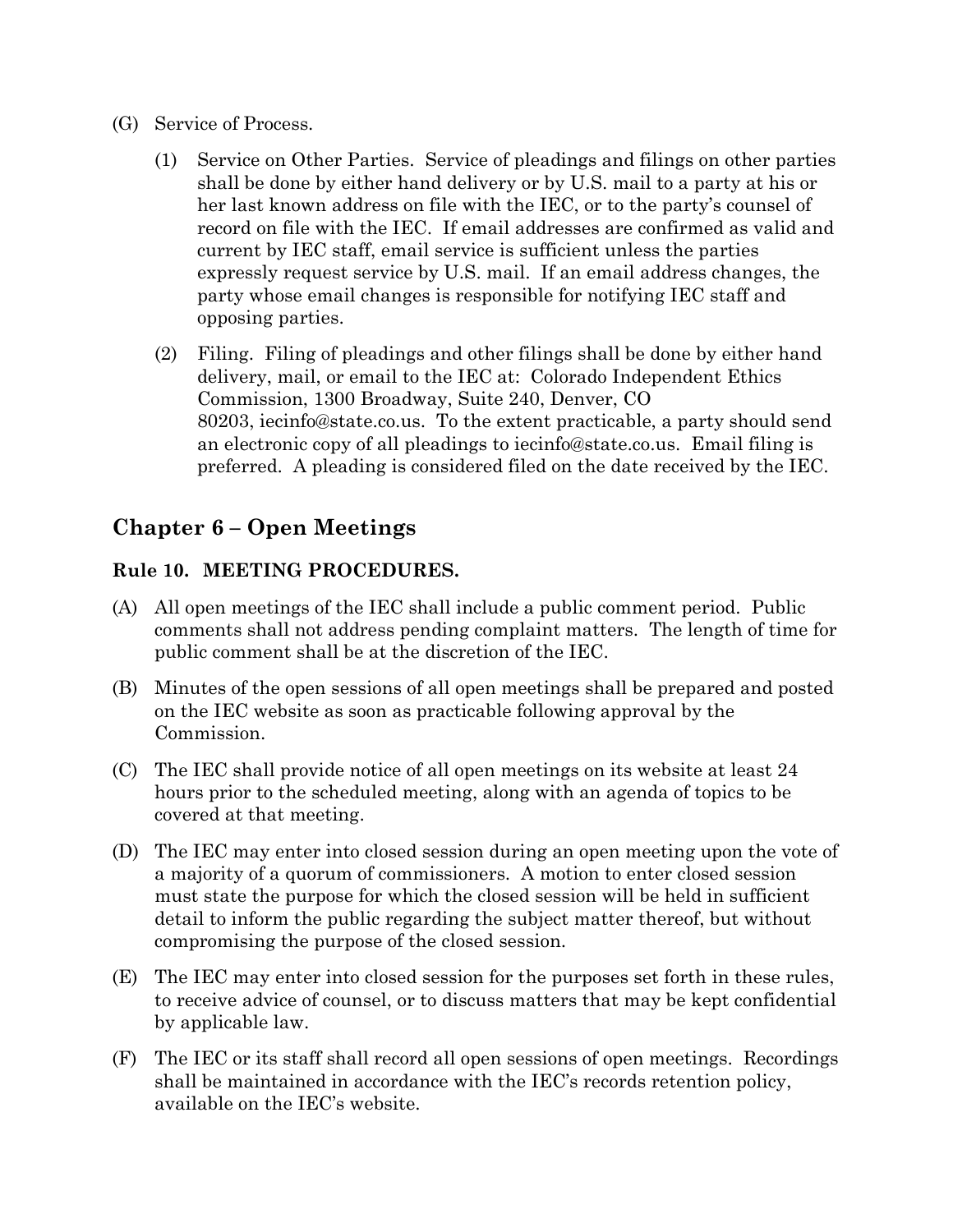(G) Service of Process.

(1) Service on Other Parties. Service of pleadings and filings on other parties shall be done by either hand delivery or by U.S. mail to a party at his or her last known address on file with the IEC, or to the party's counsel of record on file with the IEC. If email addresses are confirmed as valid and current by IEC staff, email service is sufficient unless the parties expressly request service by U.S. mail. If an email address changes, the party whose email changes is responsible for notifying IEC staff and opposing parties.

(2) Filing. Filing of pleadings and other filings shall be done by either hand delivery, mail, or email to the IEC at: Colorado Independent Ethics Commission, 1300 Broadway, Suite 240, Denver, CO 80203, iecinfo@state.co.us. To the extent practicable, a party should send an electronic copy of all pleadings to iecinfo@state.co.us. Email filing is preferred. A pleading is considered filed on the date received by the IEC.

## Chapter 6 – Open Meetings

### Rule 10. MEETING PROCEDURES.

(A) All open meetings of the IEC shall include a public comment period. Public comments shall not address pending complaint matters. The length of time for public comment shall be at the discretion of the IEC.

(B) Minutes of the open sessions of all open meetings shall be prepared and posted on the IEC website as soon as practicable following approval by the Commission.

(C) The IEC shall provide notice of all open meetings on its website at least 24 hours prior to the scheduled meeting, along with an agenda of topics to be covered at that meeting.

(D) The IEC may enter into closed session during an open meeting upon the vote of a majority of a quorum of commissioners. A motion to enter closed session must state the purpose for which the closed session will be held in sufficient detail to inform the public regarding the subject matter thereof, but without compromising the purpose of the closed session.

(E) The IEC may enter into closed session for the purposes set forth in these rules, to receive advice of counsel, or to discuss matters that may be kept confidential by applicable law.

(F) The IEC or its staff shall record all open sessions of open meetings. Recordings shall be maintained in accordance with the IEC's records retention policy, available on the IEC's website.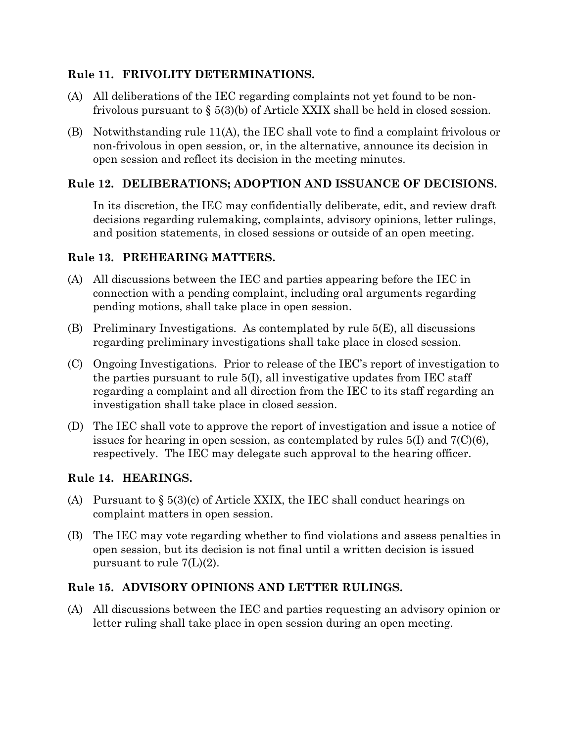### Rule 11. FRIVOLITY DETERMINATIONS.

(A) All deliberations of the IEC regarding complaints not yet found to be non-frivolous pursuant to § 5(3)(b) of Article XXIX shall be held in closed session.

(B) Notwithstanding rule 11(A), the IEC shall vote to find a complaint frivolous or non-frivolous in open session, or, in the alternative, announce its decision in open session and reflect its decision in the meeting minutes.

### Rule 12. DELIBERATIONS; ADOPTION AND ISSUANCE OF DECISIONS.

In its discretion, the IEC may confidentially deliberate, edit, and review draft decisions regarding rulemaking, complaints, advisory opinions, letter rulings, and position statements, in closed sessions or outside of an open meeting.

### Rule 13. PREHEARING MATTERS.

(A) All discussions between the IEC and parties appearing before the IEC in connection with a pending complaint, including oral arguments regarding pending motions, shall take place in open session.

(B) Preliminary Investigations. As contemplated by rule 5(E), all discussions regarding preliminary investigations shall take place in closed session.

(C) Ongoing Investigations. Prior to release of the IEC's report of investigation to the parties pursuant to rule 5(I), all investigative updates from IEC staff regarding a complaint and all direction from the IEC to its staff regarding an investigation shall take place in closed session.

(D) The IEC shall vote to approve the report of investigation and issue a notice of issues for hearing in open session, as contemplated by rules 5(I) and 7(C)(6), respectively. The IEC may delegate such approval to the hearing officer.

### Rule 14. HEARINGS.

(A) Pursuant to § 5(3)(c) of Article XXIX, the IEC shall conduct hearings on complaint matters in open session.

(B) The IEC may vote regarding whether to find violations and assess penalties in open session, but its decision is not final until a written decision is issued pursuant to rule 7(L)(2).

### Rule 15. ADVISORY OPINIONS AND LETTER RULINGS.

(A) All discussions between the IEC and parties requesting an advisory opinion or letter ruling shall take place in open session during an open meeting.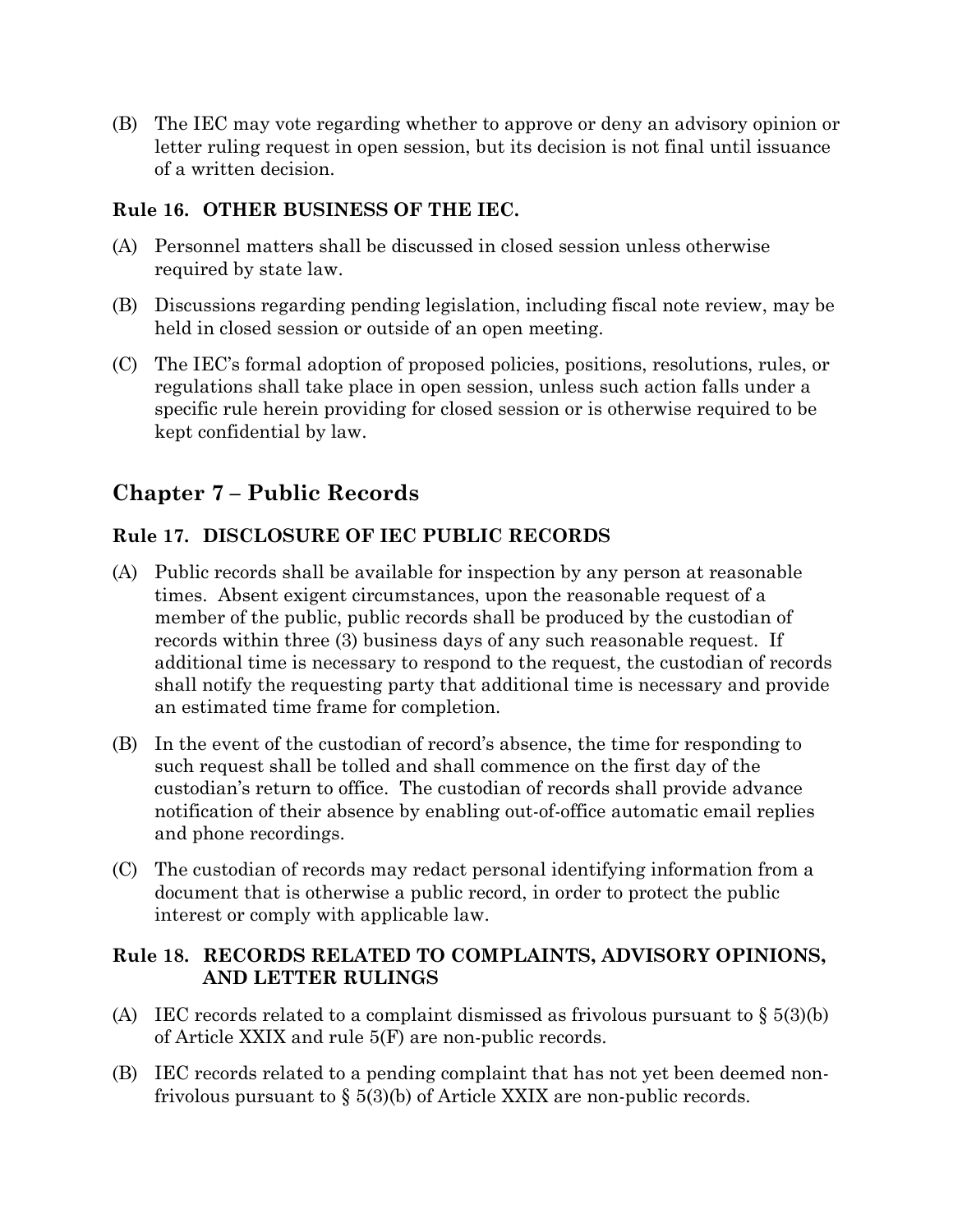(B) The IEC may vote regarding whether to approve or deny an advisory opinion or letter ruling request in open session, but its decision is not final until issuance of a written decision.

### Rule 16. OTHER BUSINESS OF THE IEC.

(A) Personnel matters shall be discussed in closed session unless otherwise required by state law.

(B) Discussions regarding pending legislation, including fiscal note review, may be held in closed session or outside of an open meeting.

(C) The IEC's formal adoption of proposed policies, positions, resolutions, rules, or regulations shall take place in open session, unless such action falls under a specific rule herein providing for closed session or is otherwise required to be kept confidential by law.

## Chapter 7 – Public Records

### Rule 17. DISCLOSURE OF IEC PUBLIC RECORDS

(A) Public records shall be available for inspection by any person at reasonable times. Absent exigent circumstances, upon the reasonable request of a member of the public, public records shall be produced by the custodian of records within three (3) business days of any such reasonable request. If additional time is necessary to respond to the request, the custodian of records shall notify the requesting party that additional time is necessary and provide an estimated time frame for completion.

(B) In the event of the custodian of record's absence, the time for responding to such request shall be tolled and shall commence on the first day of the custodian's return to office. The custodian of records shall provide advance notification of their absence by enabling out-of-office automatic email replies and phone recordings.

(C) The custodian of records may redact personal identifying information from a document that is otherwise a public record, in order to protect the public interest or comply with applicable law.

### Rule 18. RECORDS RELATED TO COMPLAINTS, ADVISORY OPINIONS, AND LETTER RULINGS

(A) IEC records related to a complaint dismissed as frivolous pursuant to § 5(3)(b) of Article XXIX and rule 5(F) are non-public records.

(B) IEC records related to a pending complaint that has not yet been deemed non-frivolous pursuant to § 5(3)(b) of Article XXIX are non-public records.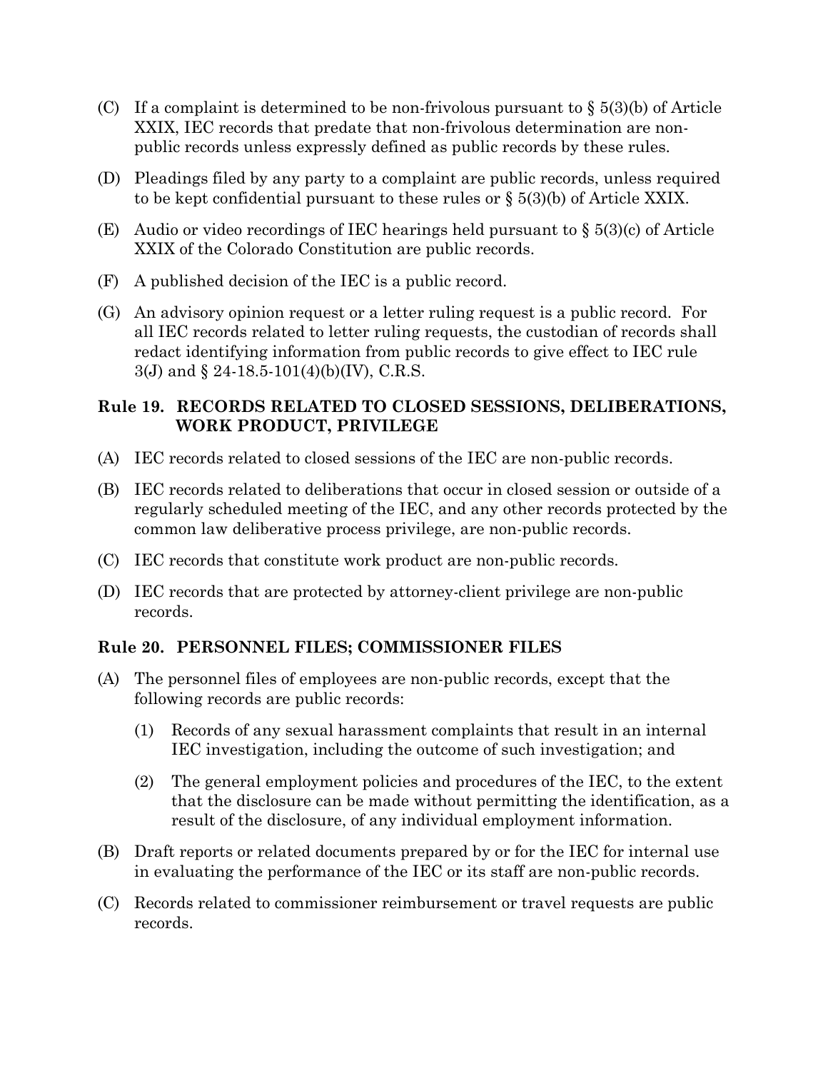(C) If a complaint is determined to be non-frivolous pursuant to § 5(3)(b) of Article XXIX, IEC records that predate that non-frivolous determination are non-public records unless expressly defined as public records by these rules.

(D) Pleadings filed by any party to a complaint are public records, unless required to be kept confidential pursuant to these rules or § 5(3)(b) of Article XXIX.

(E) Audio or video recordings of IEC hearings held pursuant to § 5(3)(c) of Article XXIX of the Colorado Constitution are public records.

(F) A published decision of the IEC is a public record.

(G) An advisory opinion request or a letter ruling request is a public record. For all IEC records related to letter ruling requests, the custodian of records shall redact identifying information from public records to give effect to IEC rule 3(J) and § 24-18.5-101(4)(b)(IV), C.R.S.

### Rule 19. RECORDS RELATED TO CLOSED SESSIONS, DELIBERATIONS, WORK PRODUCT, PRIVILEGE

(A) IEC records related to closed sessions of the IEC are non-public records.

(B) IEC records related to deliberations that occur in closed session or outside of a regularly scheduled meeting of the IEC, and any other records protected by the common law deliberative process privilege, are non-public records.

(C) IEC records that constitute work product are non-public records.

(D) IEC records that are protected by attorney-client privilege are non-public records.

### Rule 20. PERSONNEL FILES; COMMISSIONER FILES

(A) The personnel files of employees are non-public records, except that the following records are public records:

  (1) Records of any sexual harassment complaints that result in an internal IEC investigation, including the outcome of such investigation; and

  (2) The general employment policies and procedures of the IEC, to the extent that the disclosure can be made without permitting the identification, as a result of the disclosure, of any individual employment information.

(B) Draft reports or related documents prepared by or for the IEC for internal use in evaluating the performance of the IEC or its staff are non-public records.

(C) Records related to commissioner reimbursement or travel requests are public records.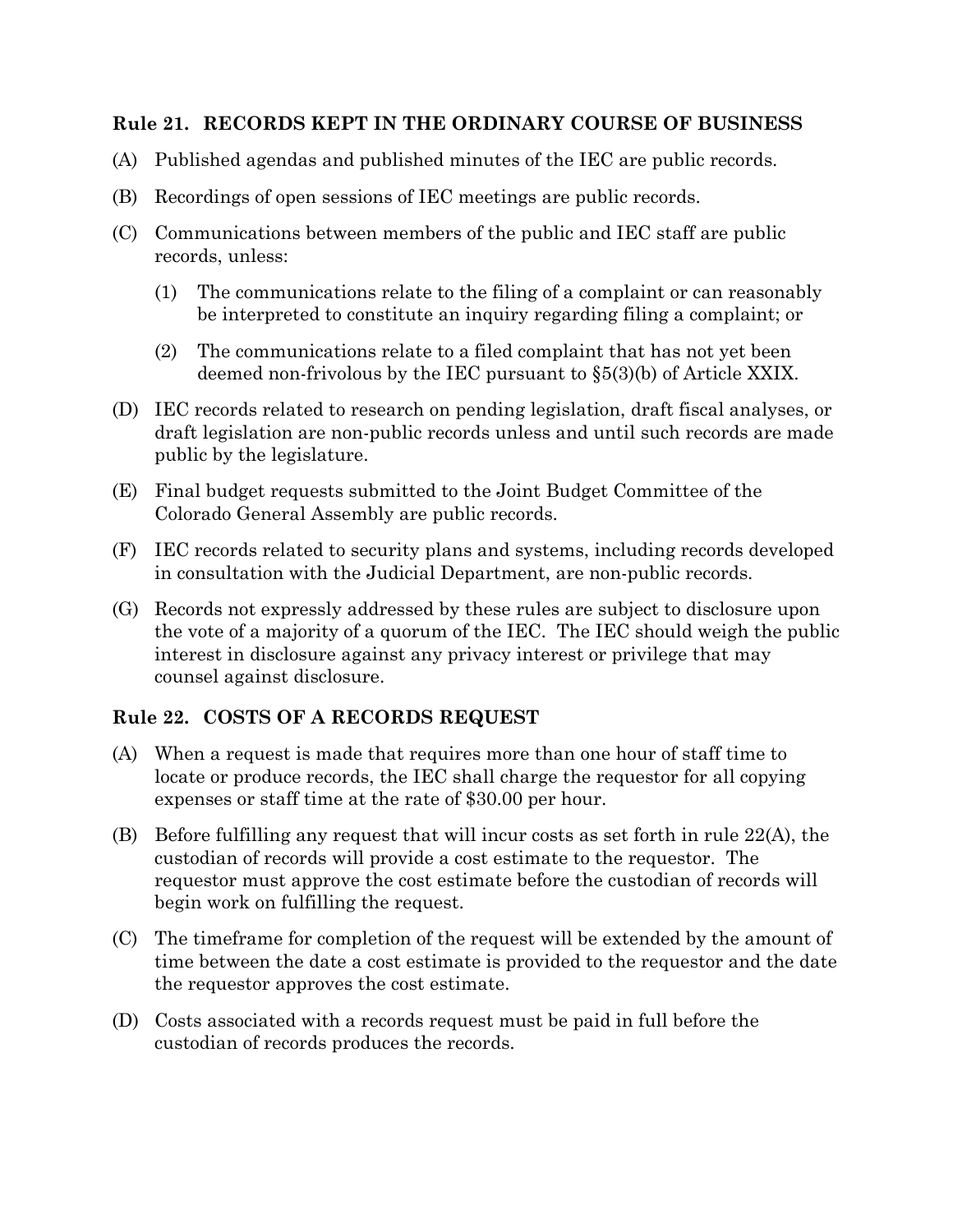### Rule 21. RECORDS KEPT IN THE ORDINARY COURSE OF BUSINESS

(A) Published agendas and published minutes of the IEC are public records.

(B) Recordings of open sessions of IEC meetings are public records.

(C) Communications between members of the public and IEC staff are public records, unless:

  (1) The communications relate to the filing of a complaint or can reasonably be interpreted to constitute an inquiry regarding filing a complaint; or

  (2) The communications relate to a filed complaint that has not yet been deemed non-frivolous by the IEC pursuant to §5(3)(b) of Article XXIX.

(D) IEC records related to research on pending legislation, draft fiscal analyses, or draft legislation are non-public records unless and until such records are made public by the legislature.

(E) Final budget requests submitted to the Joint Budget Committee of the Colorado General Assembly are public records.

(F) IEC records related to security plans and systems, including records developed in consultation with the Judicial Department, are non-public records.

(G) Records not expressly addressed by these rules are subject to disclosure upon the vote of a majority of a quorum of the IEC. The IEC should weigh the public interest in disclosure against any privacy interest or privilege that may counsel against disclosure.

### Rule 22. COSTS OF A RECORDS REQUEST

(A) When a request is made that requires more than one hour of staff time to locate or produce records, the IEC shall charge the requestor for all copying expenses or staff time at the rate of $30.00 per hour.

(B) Before fulfilling any request that will incur costs as set forth in rule 22(A), the custodian of records will provide a cost estimate to the requestor. The requestor must approve the cost estimate before the custodian of records will begin work on fulfilling the request.

(C) The timeframe for completion of the request will be extended by the amount of time between the date a cost estimate is provided to the requestor and the date the requestor approves the cost estimate.

(D) Costs associated with a records request must be paid in full before the custodian of records produces the records.